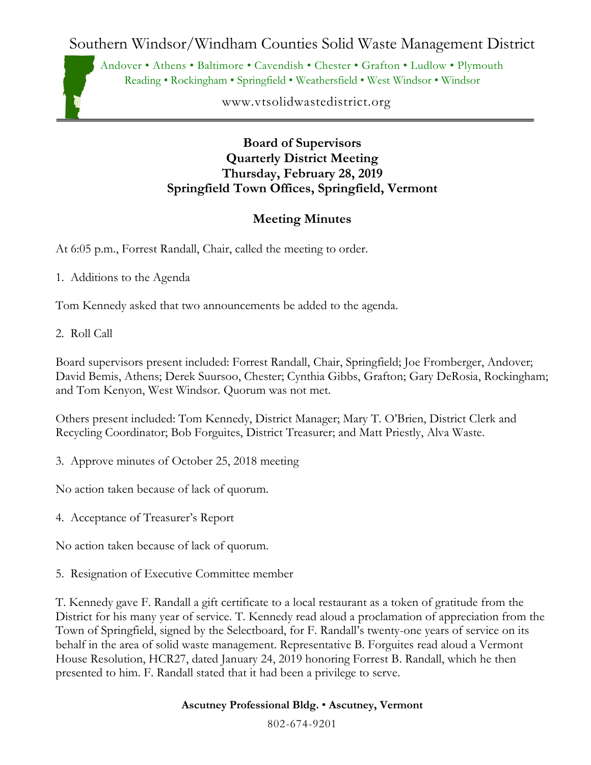# Southern Windsor/Windham Counties Solid Waste Management District

Andover • Athens • Baltimore • Cavendish • Chester • Grafton • Ludlow • Plymouth
Reading • Rockingham • Springfield • Weathersfield • West Windsor • Windsor

www.vtsolidwastedistrict.org

**Board of Supervisors**
**Quarterly District Meeting**
**Thursday, February 28, 2019**
**Springfield Town Offices, Springfield, Vermont**

## Meeting Minutes

At 6:05 p.m., Forrest Randall, Chair, called the meeting to order.

1. Additions to the Agenda

Tom Kennedy asked that two announcements be added to the agenda.

2. Roll Call

Board supervisors present included: Forrest Randall, Chair, Springfield; Joe Fromberger, Andover; David Bemis, Athens; Derek Suursoo, Chester; Cynthia Gibbs, Grafton; Gary DeRosia, Rockingham; and Tom Kenyon, West Windsor. Quorum was not met.

Others present included: Tom Kennedy, District Manager; Mary T. O'Brien, District Clerk and Recycling Coordinator; Bob Forguites, District Treasurer; and Matt Priestly, Alva Waste.

3. Approve minutes of October 25, 2018 meeting

No action taken because of lack of quorum.

4. Acceptance of Treasurer's Report

No action taken because of lack of quorum.

5. Resignation of Executive Committee member

T. Kennedy gave F. Randall a gift certificate to a local restaurant as a token of gratitude from the District for his many year of service. T. Kennedy read aloud a proclamation of appreciation from the Town of Springfield, signed by the Selectboard, for F. Randall's twenty-one years of service on its behalf in the area of solid waste management. Representative B. Forguites read aloud a Vermont House Resolution, HCR27, dated January 24, 2019 honoring Forrest B. Randall, which he then presented to him. F. Randall stated that it had been a privilege to serve.

**Ascutney Professional Bldg. • Ascutney, Vermont**

802-674-9201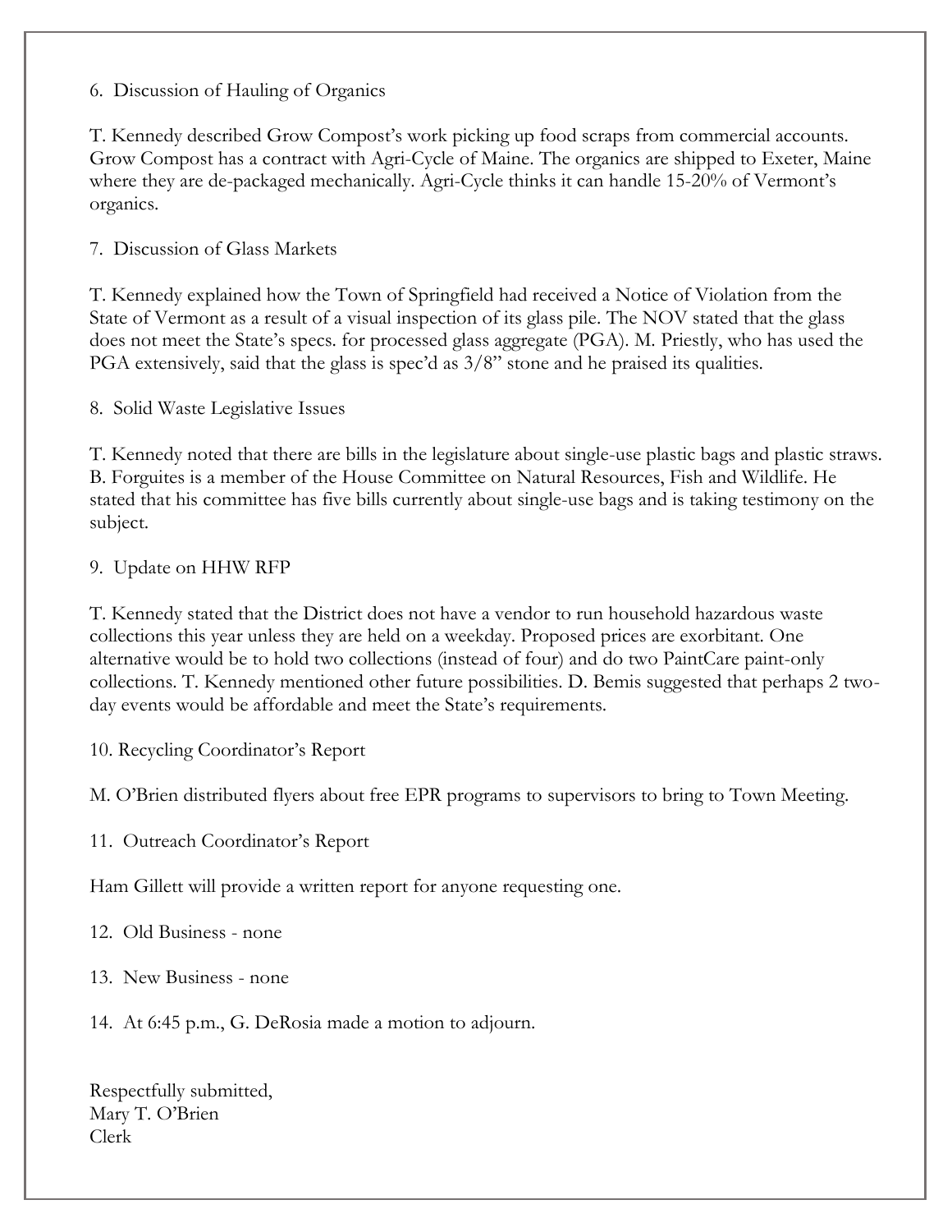6. Discussion of Hauling of Organics

T. Kennedy described Grow Compost's work picking up food scraps from commercial accounts. Grow Compost has a contract with Agri-Cycle of Maine. The organics are shipped to Exeter, Maine where they are de-packaged mechanically. Agri-Cycle thinks it can handle 15-20% of Vermont's organics.

7. Discussion of Glass Markets

T. Kennedy explained how the Town of Springfield had received a Notice of Violation from the State of Vermont as a result of a visual inspection of its glass pile. The NOV stated that the glass does not meet the State's specs. for processed glass aggregate (PGA). M. Priestly, who has used the PGA extensively, said that the glass is spec'd as 3/8" stone and he praised its qualities.

8. Solid Waste Legislative Issues

T. Kennedy noted that there are bills in the legislature about single-use plastic bags and plastic straws. B. Forguites is a member of the House Committee on Natural Resources, Fish and Wildlife. He stated that his committee has five bills currently about single-use bags and is taking testimony on the subject.

9. Update on HHW RFP

T. Kennedy stated that the District does not have a vendor to run household hazardous waste collections this year unless they are held on a weekday. Proposed prices are exorbitant. One alternative would be to hold two collections (instead of four) and do two PaintCare paint-only collections. T. Kennedy mentioned other future possibilities. D. Bemis suggested that perhaps 2 two-day events would be affordable and meet the State's requirements.

10. Recycling Coordinator's Report

M. O'Brien distributed flyers about free EPR programs to supervisors to bring to Town Meeting.

11. Outreach Coordinator's Report

Ham Gillett will provide a written report for anyone requesting one.

12. Old Business - none

13. New Business - none

14. At 6:45 p.m., G. DeRosia made a motion to adjourn.

Respectfully submitted,
Mary T. O'Brien
Clerk